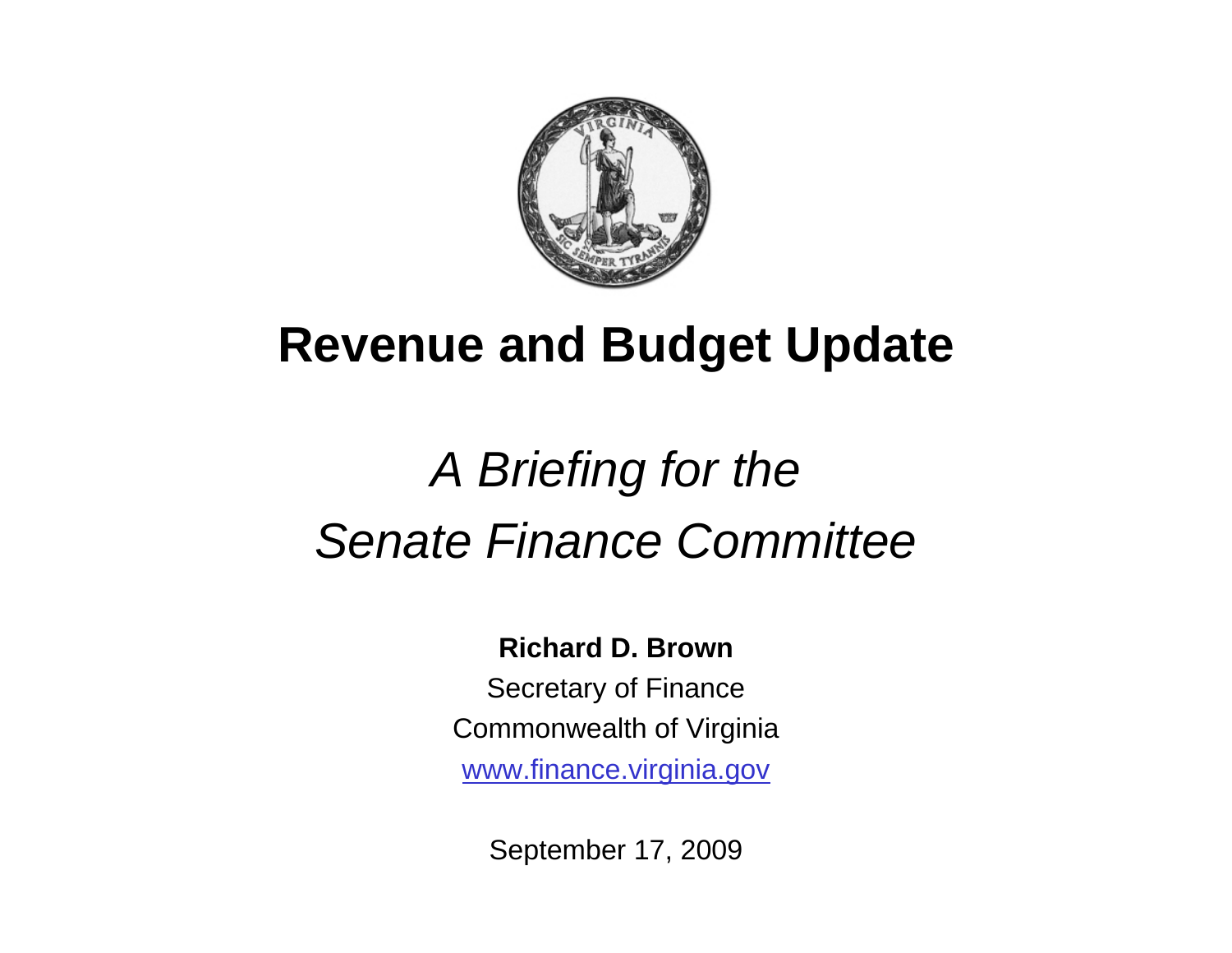# Revenue and Budget Update

*A Briefing for the*

*Senate Finance Committee*

**Richard D. Brown**

Secretary of Finance

Commonwealth of Virginia

www.finance.virginia.gov

September 17, 2009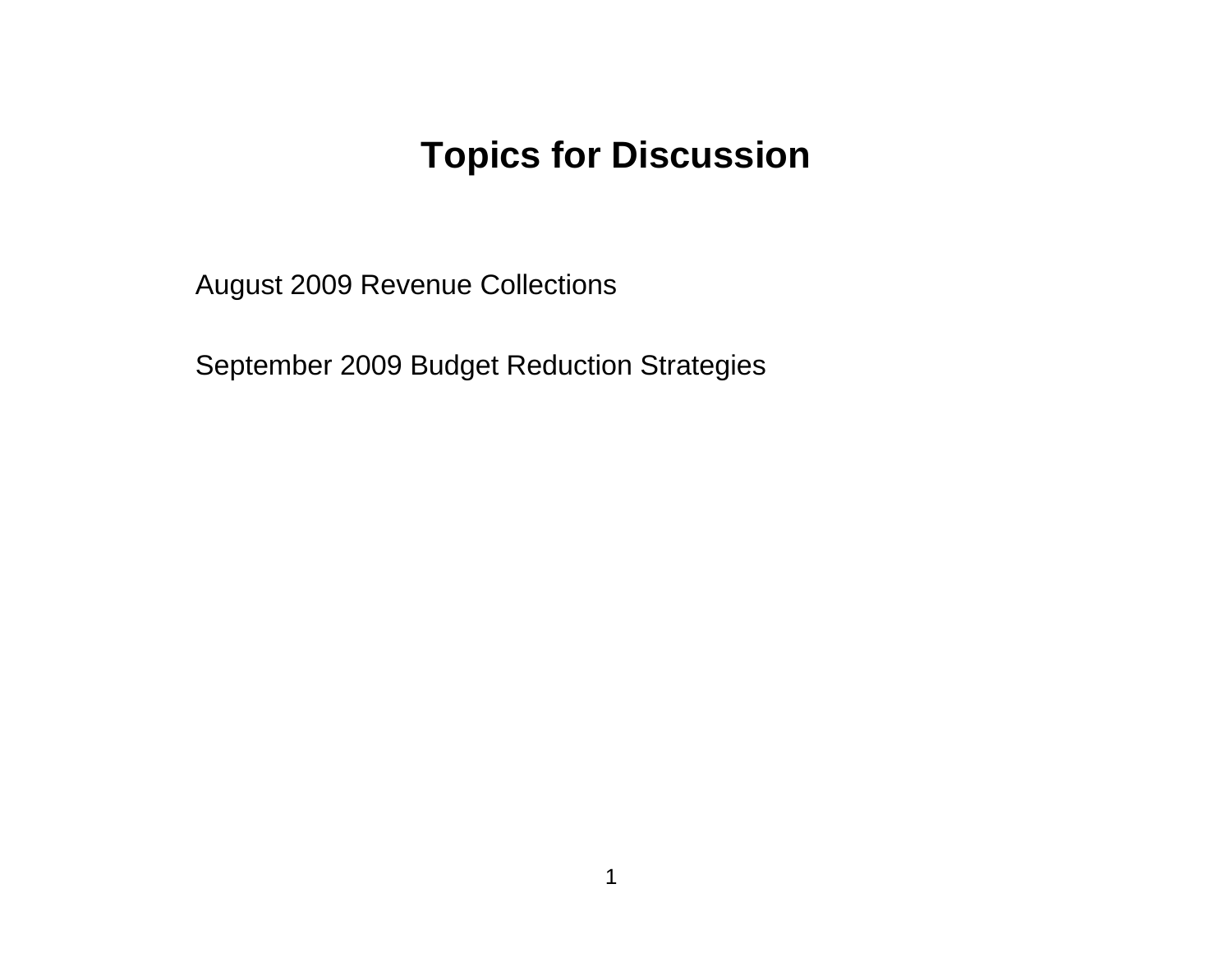# Topics for Discussion

August 2009 Revenue Collections

September 2009 Budget Reduction Strategies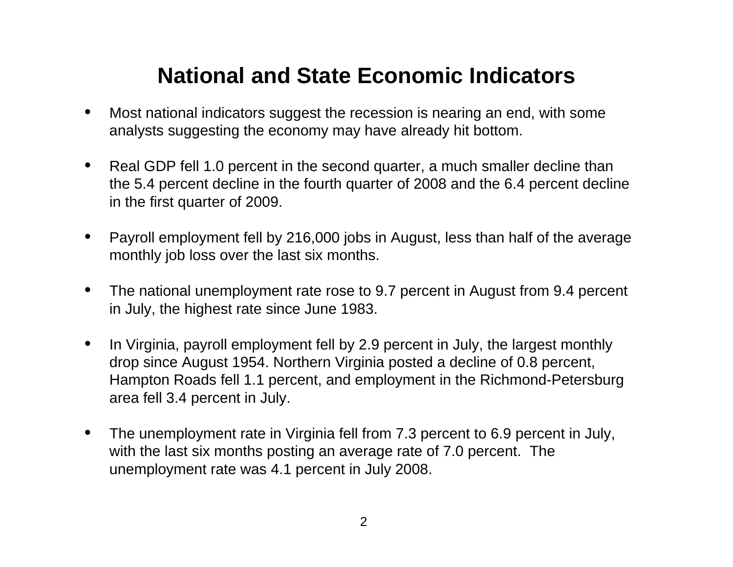# National and State Economic Indicators

- Most national indicators suggest the recession is nearing an end, with some analysts suggesting the economy may have already hit bottom.

- Real GDP fell 1.0 percent in the second quarter, a much smaller decline than the 5.4 percent decline in the fourth quarter of 2008 and the 6.4 percent decline in the first quarter of 2009.

- Payroll employment fell by 216,000 jobs in August, less than half of the average monthly job loss over the last six months.

- The national unemployment rate rose to 9.7 percent in August from 9.4 percent in July, the highest rate since June 1983.

- In Virginia, payroll employment fell by 2.9 percent in July, the largest monthly drop since August 1954. Northern Virginia posted a decline of 0.8 percent, Hampton Roads fell 1.1 percent, and employment in the Richmond-Petersburg area fell 3.4 percent in July.

- The unemployment rate in Virginia fell from 7.3 percent to 6.9 percent in July, with the last six months posting an average rate of 7.0 percent. The unemployment rate was 4.1 percent in July 2008.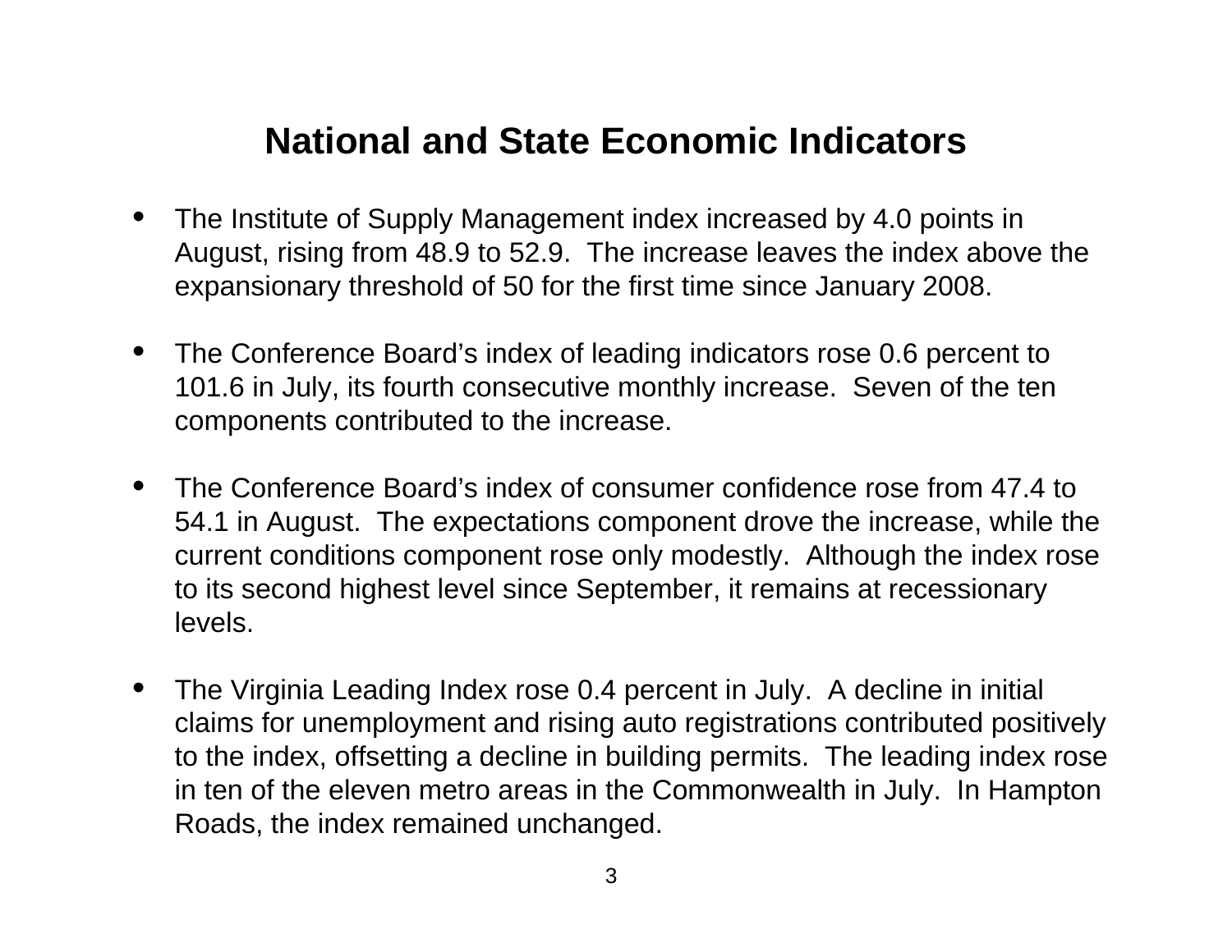# National and State Economic Indicators

- The Institute of Supply Management index increased by 4.0 points in August, rising from 48.9 to 52.9. The increase leaves the index above the expansionary threshold of 50 for the first time since January 2008.

- The Conference Board's index of leading indicators rose 0.6 percent to 101.6 in July, its fourth consecutive monthly increase. Seven of the ten components contributed to the increase.

- The Conference Board's index of consumer confidence rose from 47.4 to 54.1 in August. The expectations component drove the increase, while the current conditions component rose only modestly. Although the index rose to its second highest level since September, it remains at recessionary levels.

- The Virginia Leading Index rose 0.4 percent in July. A decline in initial claims for unemployment and rising auto registrations contributed positively to the index, offsetting a decline in building permits. The leading index rose in ten of the eleven metro areas in the Commonwealth in July. In Hampton Roads, the index remained unchanged.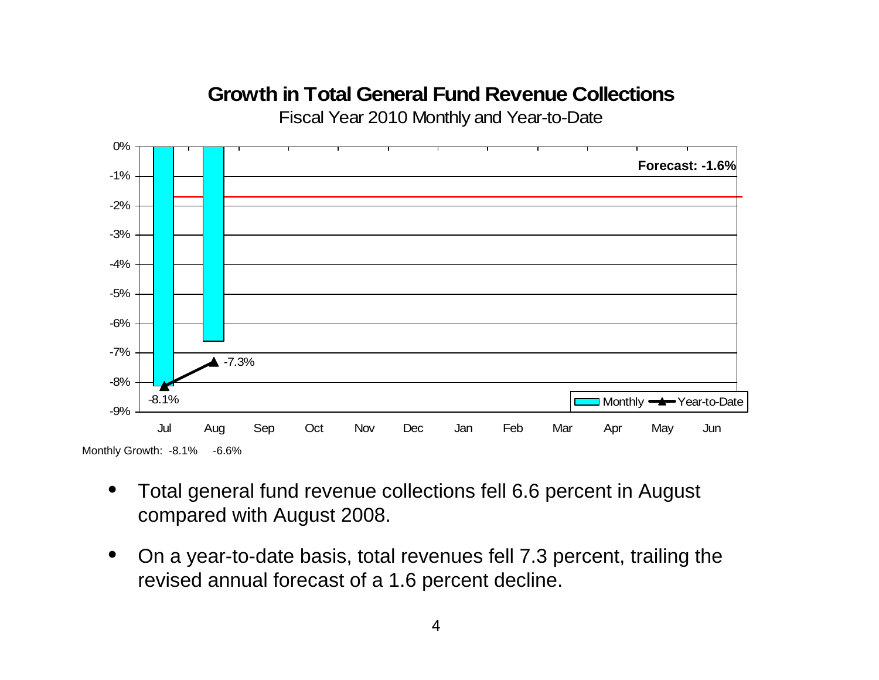## Growth in Total General Fund Revenue Collections

Fiscal Year 2010 Monthly and Year-to-Date

| Month | Monthly | Year-to-Date |
|---|---|---|
| Jul | -8.1% | -8.1% |
| Aug | -6.6% | -7.3% |

Forecast: -1.6%

Monthly Growth: -8.1% -6.6%

- Total general fund revenue collections fell 6.6 percent in August compared with August 2008.
- On a year-to-date basis, total revenues fell 7.3 percent, trailing the revised annual forecast of a 1.6 percent decline.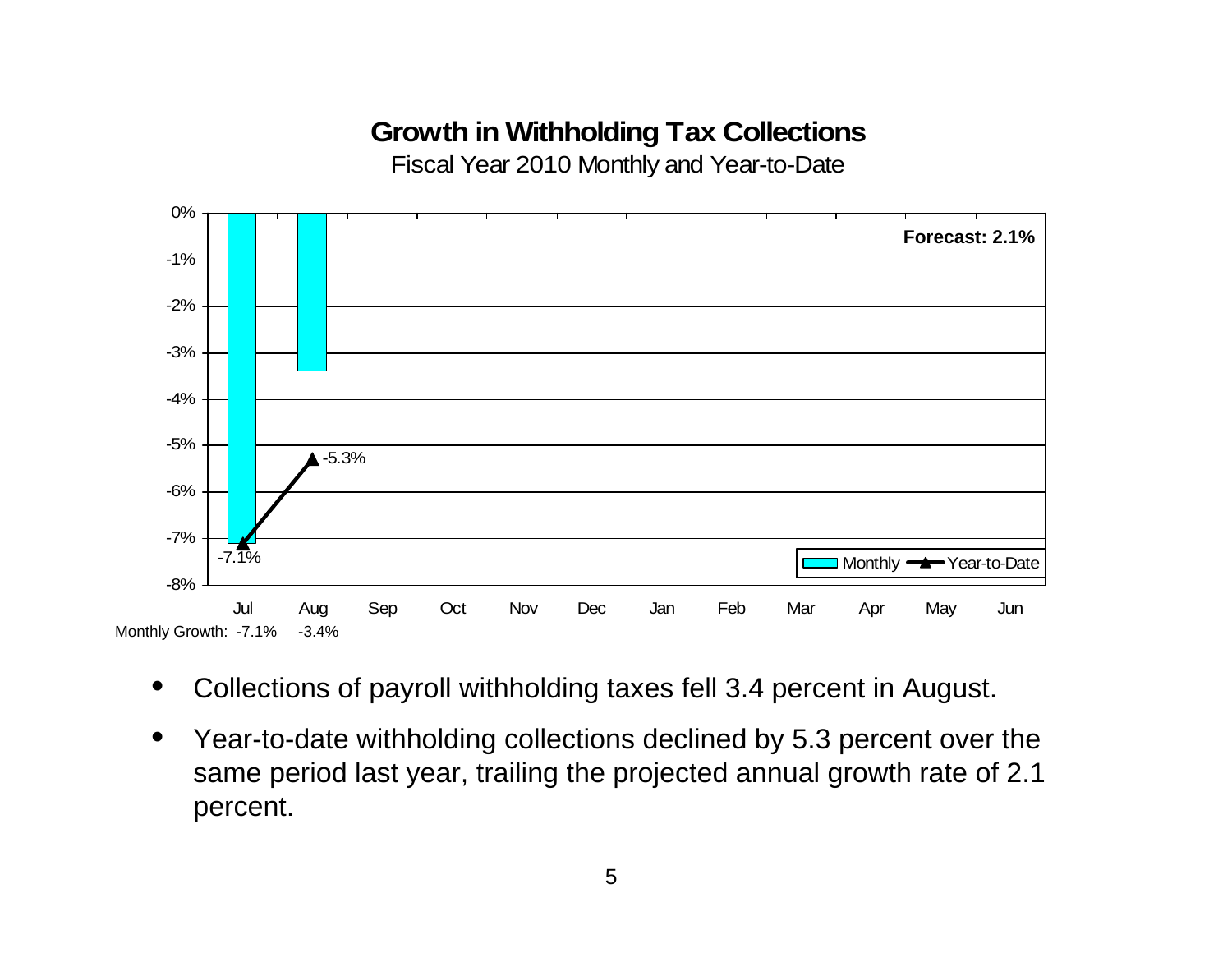## Growth in Withholding Tax Collections

Fiscal Year 2010 Monthly and Year-to-Date

Forecast: 2.1%

| | Jul | Aug | Sep | Oct | Nov | Dec | Jan | Feb | Mar | Apr | May | Jun |
|---|---|---|---|---|---|---|---|---|---|---|---|---|
| Monthly Growth: | -7.1% | -3.4% | | | | | | | | | | |
| Year-to-Date | -7.1% | -5.3% | | | | | | | | | | |

- Collections of payroll withholding taxes fell 3.4 percent in August.
- Year-to-date withholding collections declined by 5.3 percent over the same period last year, trailing the projected annual growth rate of 2.1 percent.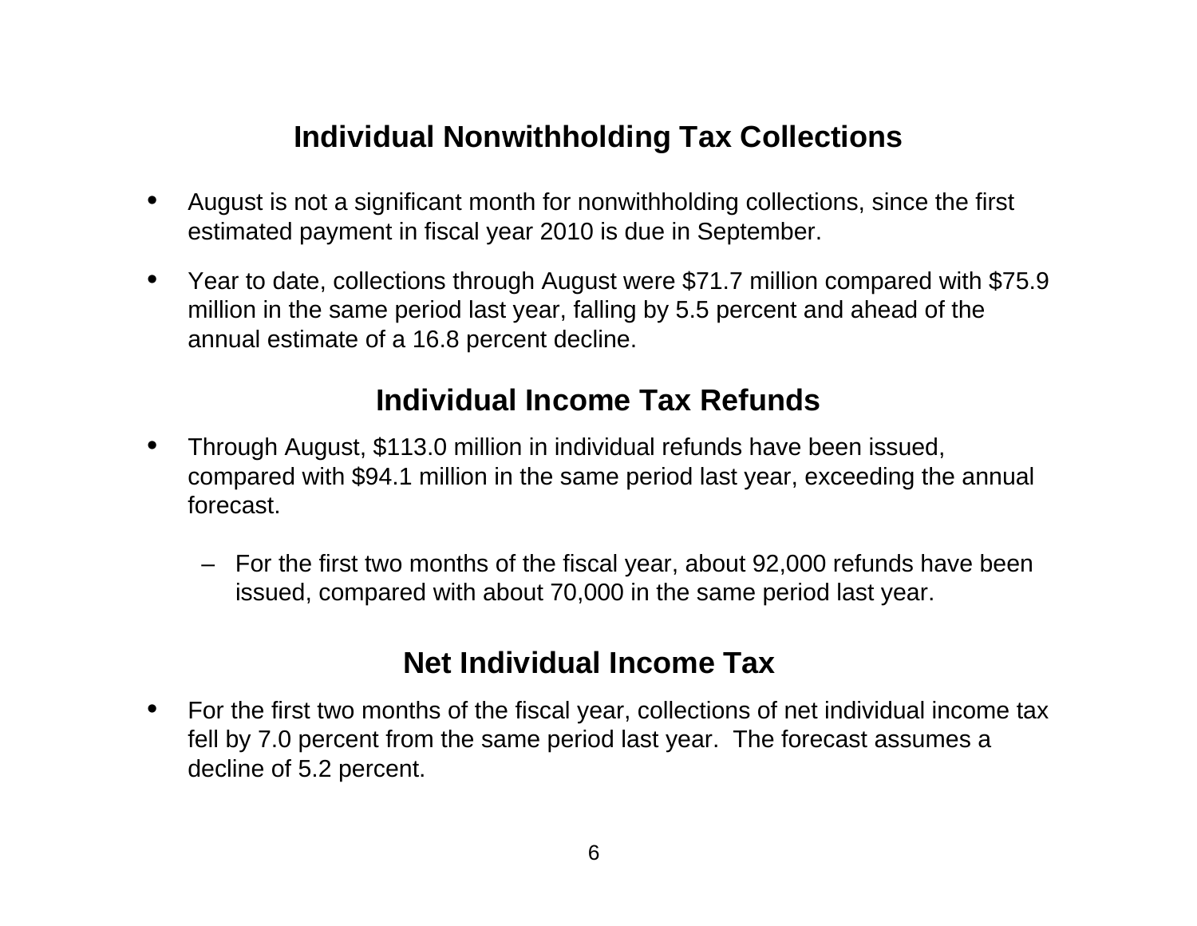## Individual Nonwithholding Tax Collections

- August is not a significant month for nonwithholding collections, since the first estimated payment in fiscal year 2010 is due in September.
- Year to date, collections through August were $71.7 million compared with $75.9 million in the same period last year, falling by 5.5 percent and ahead of the annual estimate of a 16.8 percent decline.

## Individual Income Tax Refunds

- Through August, $113.0 million in individual refunds have been issued, compared with $94.1 million in the same period last year, exceeding the annual forecast.
  - For the first two months of the fiscal year, about 92,000 refunds have been issued, compared with about 70,000 in the same period last year.

## Net Individual Income Tax

- For the first two months of the fiscal year, collections of net individual income tax fell by 7.0 percent from the same period last year. The forecast assumes a decline of 5.2 percent.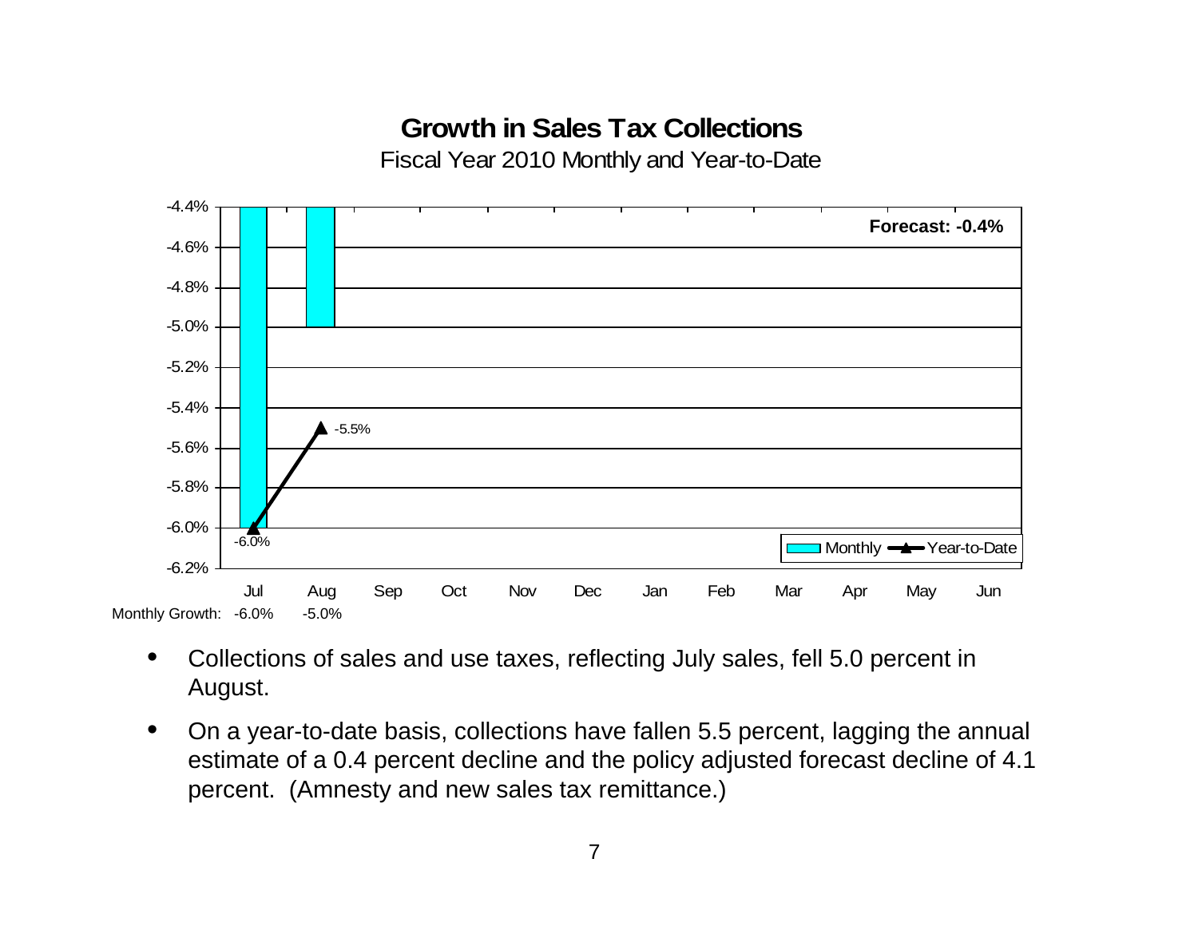## Growth in Sales Tax Collections

Fiscal Year 2010 Monthly and Year-to-Date

| | Jul | Aug | Sep | Oct | Nov | Dec | Jan | Feb | Mar | Apr | May | Jun |
|---|---|---|---|---|---|---|---|---|---|---|---|---|
| Monthly Growth: | -6.0% | -5.0% | | | | | | | | | | |
| Year-to-Date | -6.0% | -5.5% | | | | | | | | | | |

Forecast: -0.4%

- Collections of sales and use taxes, reflecting July sales, fell 5.0 percent in August.
- On a year-to-date basis, collections have fallen 5.5 percent, lagging the annual estimate of a 0.4 percent decline and the policy adjusted forecast decline of 4.1 percent. (Amnesty and new sales tax remittance.)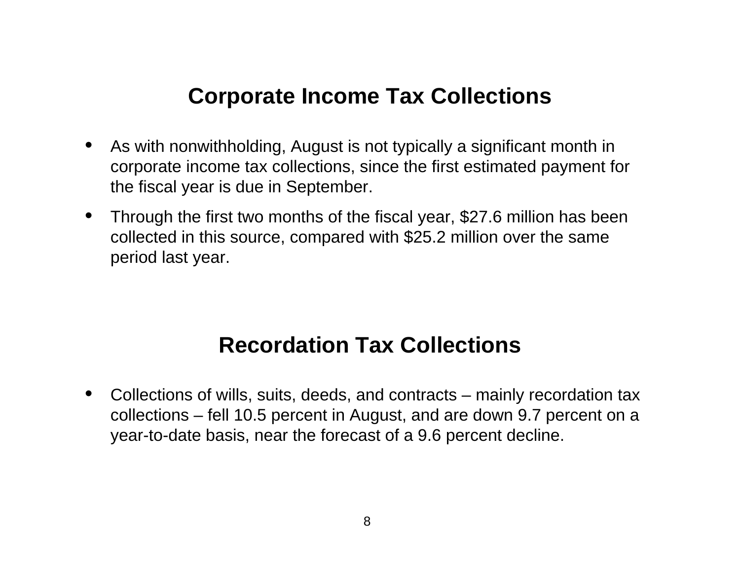## Corporate Income Tax Collections

- As with nonwithholding, August is not typically a significant month in corporate income tax collections, since the first estimated payment for the fiscal year is due in September.
- Through the first two months of the fiscal year, $27.6 million has been collected in this source, compared with $25.2 million over the same period last year.

## Recordation Tax Collections

- Collections of wills, suits, deeds, and contracts – mainly recordation tax collections – fell 10.5 percent in August, and are down 9.7 percent on a year-to-date basis, near the forecast of a 9.6 percent decline.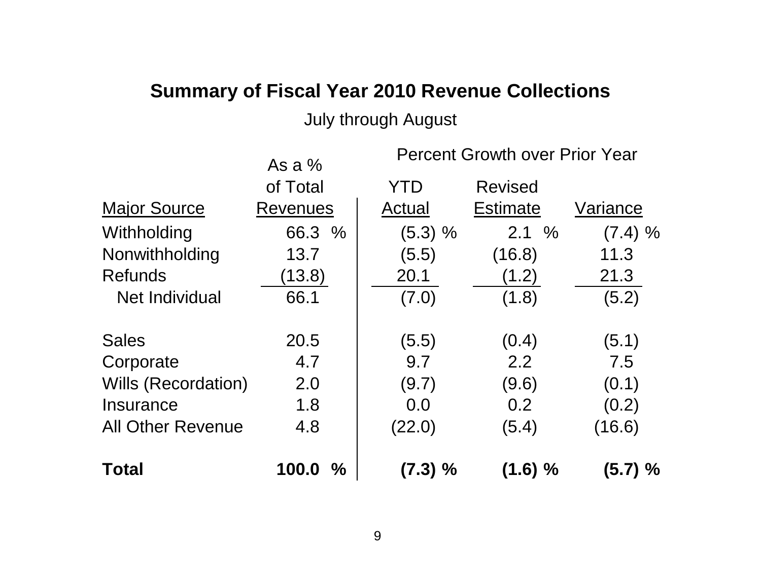## Summary of Fiscal Year 2010 Revenue Collections

July through August

| Major Source | As a % of Total Revenues | Percent Growth over Prior Year | | |
|---|---|---|---|---|
| | | YTD Actual | Revised Estimate | Variance |
| Withholding | 66.3 % | (5.3) % | 2.1 % | (7.4) % |
| Nonwithholding | 13.7 | (5.5) | (16.8) | 11.3 |
| Refunds | (13.8) | 20.1 | (1.2) | 21.3 |
| Net Individual | 66.1 | (7.0) | (1.8) | (5.2) |
| | | | | |
| Sales | 20.5 | (5.5) | (0.4) | (5.1) |
| Corporate | 4.7 | 9.7 | 2.2 | 7.5 |
| Wills (Recordation) | 2.0 | (9.7) | (9.6) | (0.1) |
| Insurance | 1.8 | 0.0 | 0.2 | (0.2) |
| All Other Revenue | 4.8 | (22.0) | (5.4) | (16.6) |
| | | | | |
| **Total** | **100.0 %** | **(7.3) %** | **(1.6) %** | **(5.7) %** |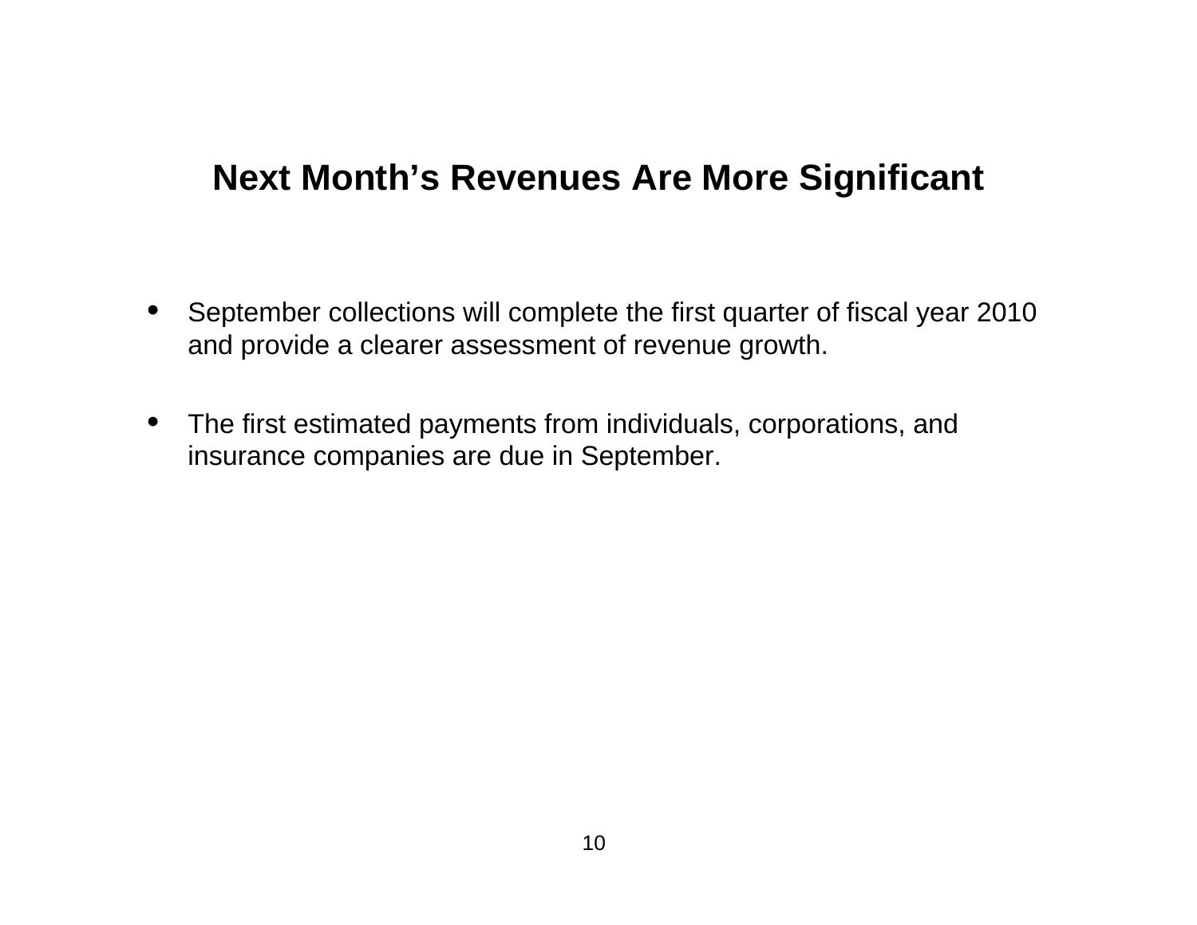# Next Month's Revenues Are More Significant

- September collections will complete the first quarter of fiscal year 2010 and provide a clearer assessment of revenue growth.
- The first estimated payments from individuals, corporations, and insurance companies are due in September.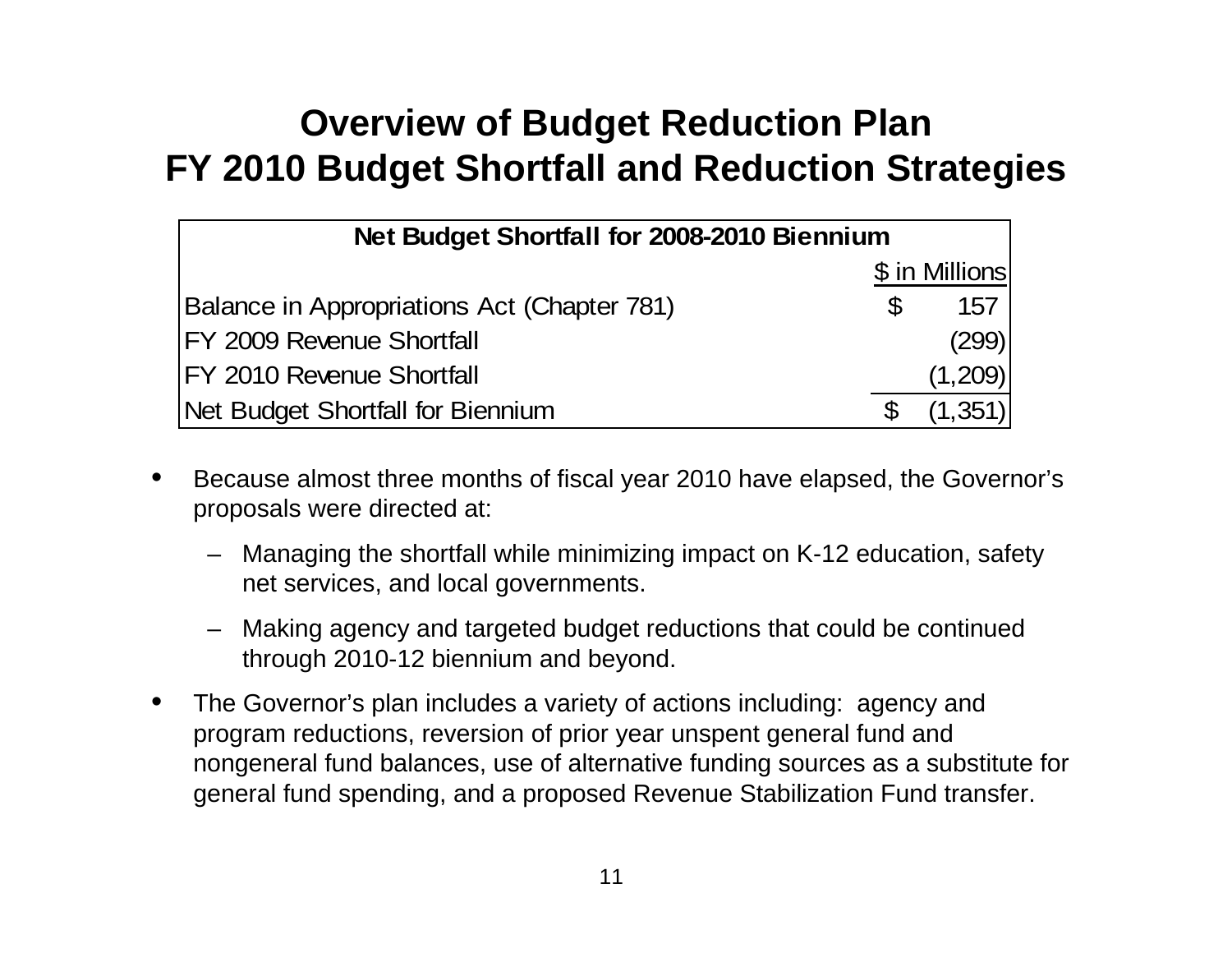# Overview of Budget Reduction Plan
# FY 2010 Budget Shortfall and Reduction Strategies

| Net Budget Shortfall for 2008-2010 Biennium | |
|---|---|
| | $ in Millions |
| Balance in Appropriations Act (Chapter 781) | $ 157 |
| FY 2009 Revenue Shortfall | (299) |
| FY 2010 Revenue Shortfall | (1,209) |
| Net Budget Shortfall for Biennium | $ (1,351) |

- Because almost three months of fiscal year 2010 have elapsed, the Governor's proposals were directed at:
  - Managing the shortfall while minimizing impact on K-12 education, safety net services, and local governments.
  - Making agency and targeted budget reductions that could be continued through 2010-12 biennium and beyond.
- The Governor's plan includes a variety of actions including: agency and program reductions, reversion of prior year unspent general fund and nongeneral fund balances, use of alternative funding sources as a substitute for general fund spending, and a proposed Revenue Stabilization Fund transfer.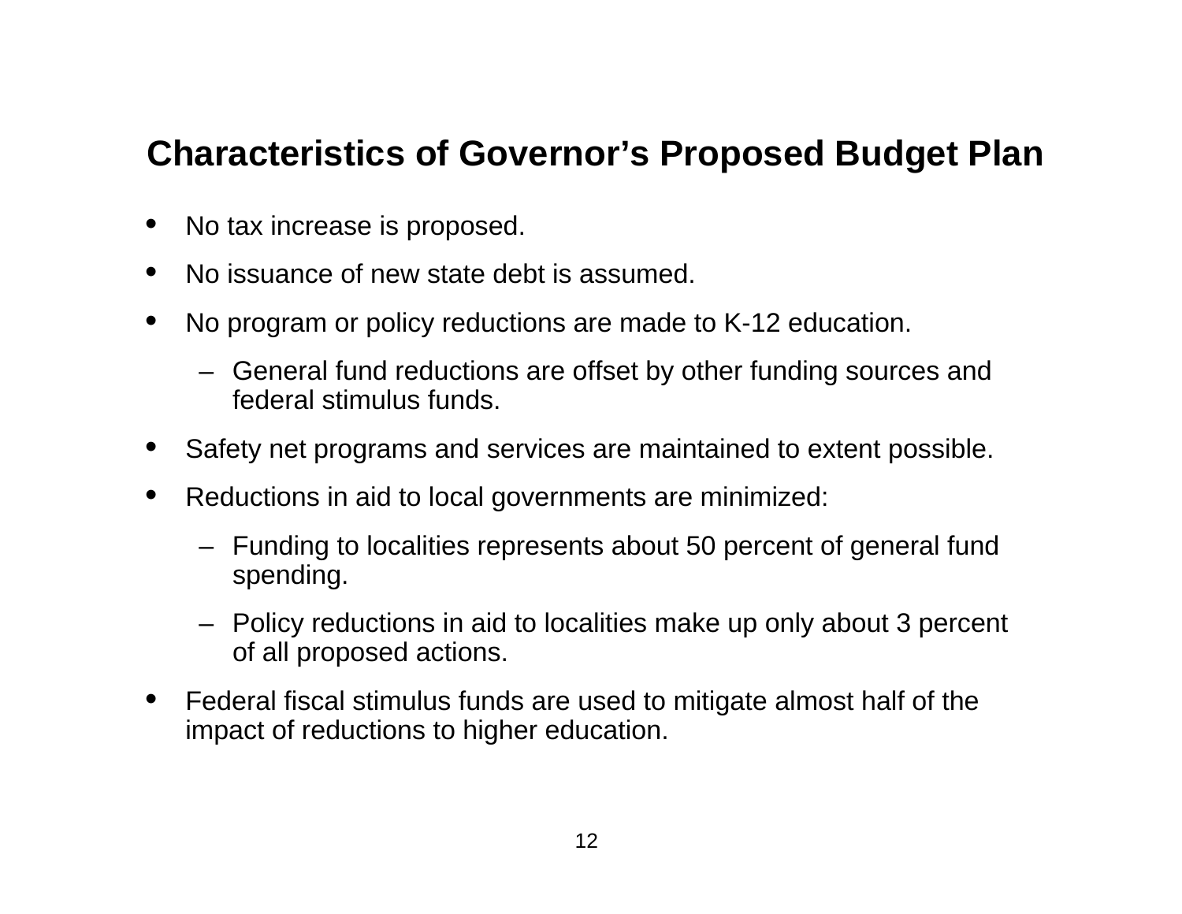# Characteristics of Governor's Proposed Budget Plan

- No tax increase is proposed.
- No issuance of new state debt is assumed.
- No program or policy reductions are made to K-12 education.
  - General fund reductions are offset by other funding sources and federal stimulus funds.
- Safety net programs and services are maintained to extent possible.
- Reductions in aid to local governments are minimized:
  - Funding to localities represents about 50 percent of general fund spending.
  - Policy reductions in aid to localities make up only about 3 percent of all proposed actions.
- Federal fiscal stimulus funds are used to mitigate almost half of the impact of reductions to higher education.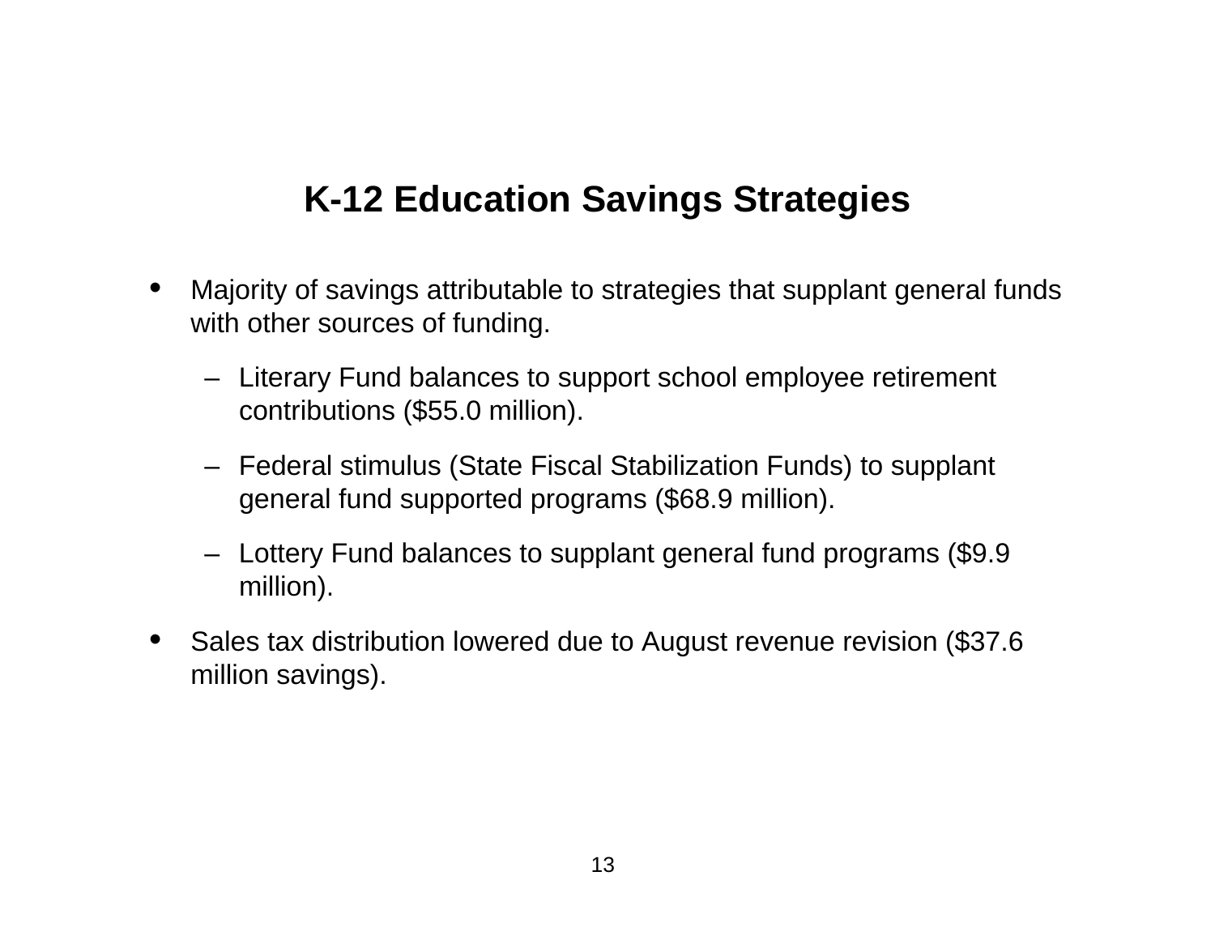# K-12 Education Savings Strategies

- Majority of savings attributable to strategies that supplant general funds with other sources of funding.
  - Literary Fund balances to support school employee retirement contributions ($55.0 million).
  - Federal stimulus (State Fiscal Stabilization Funds) to supplant general fund supported programs ($68.9 million).
  - Lottery Fund balances to supplant general fund programs ($9.9 million).
- Sales tax distribution lowered due to August revenue revision ($37.6 million savings).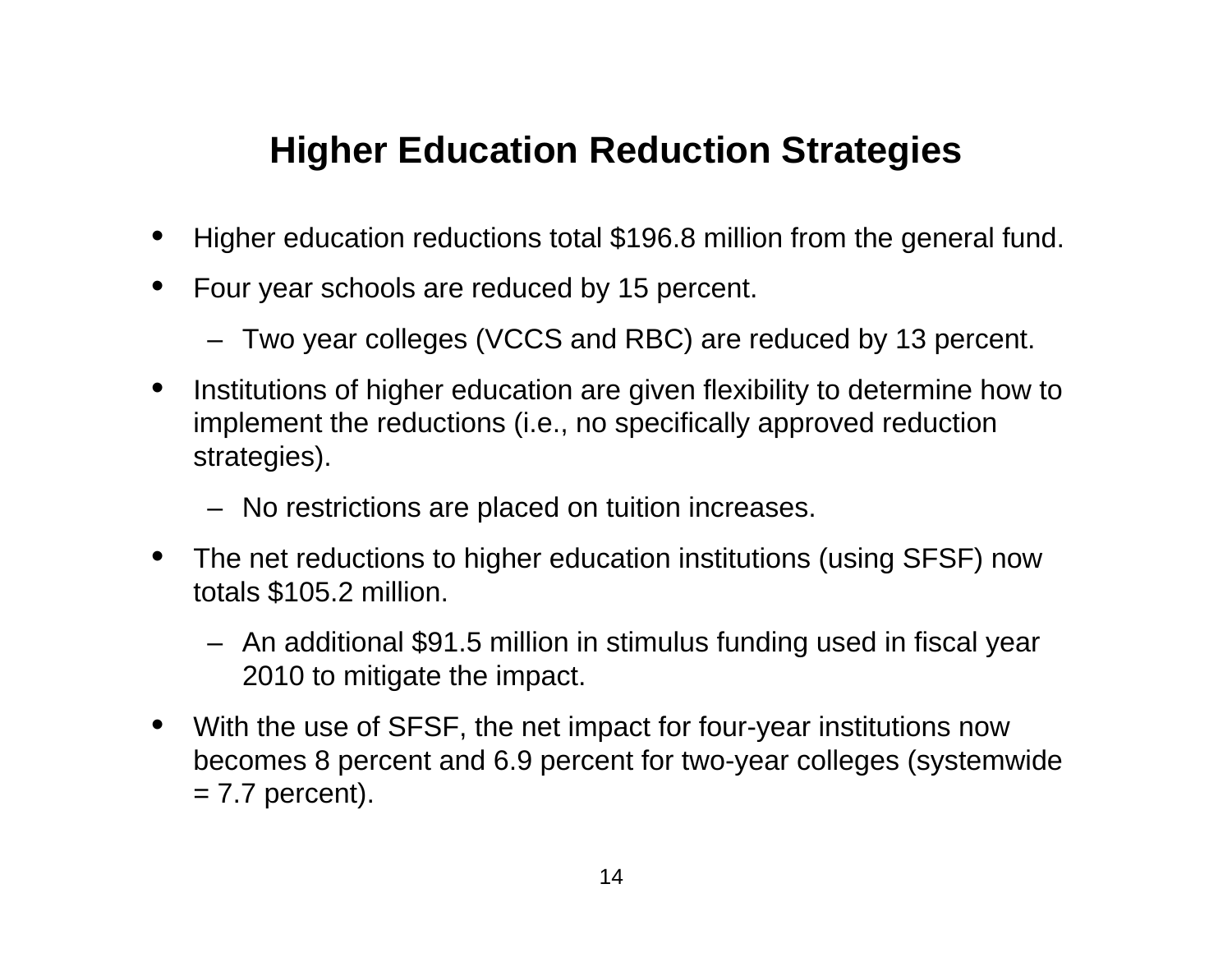# Higher Education Reduction Strategies

- Higher education reductions total $196.8 million from the general fund.
- Four year schools are reduced by 15 percent.
  - Two year colleges (VCCS and RBC) are reduced by 13 percent.
- Institutions of higher education are given flexibility to determine how to implement the reductions (i.e., no specifically approved reduction strategies).
  - No restrictions are placed on tuition increases.
- The net reductions to higher education institutions (using SFSF) now totals $105.2 million.
  - An additional $91.5 million in stimulus funding used in fiscal year 2010 to mitigate the impact.
- With the use of SFSF, the net impact for four-year institutions now becomes 8 percent and 6.9 percent for two-year colleges (systemwide = 7.7 percent).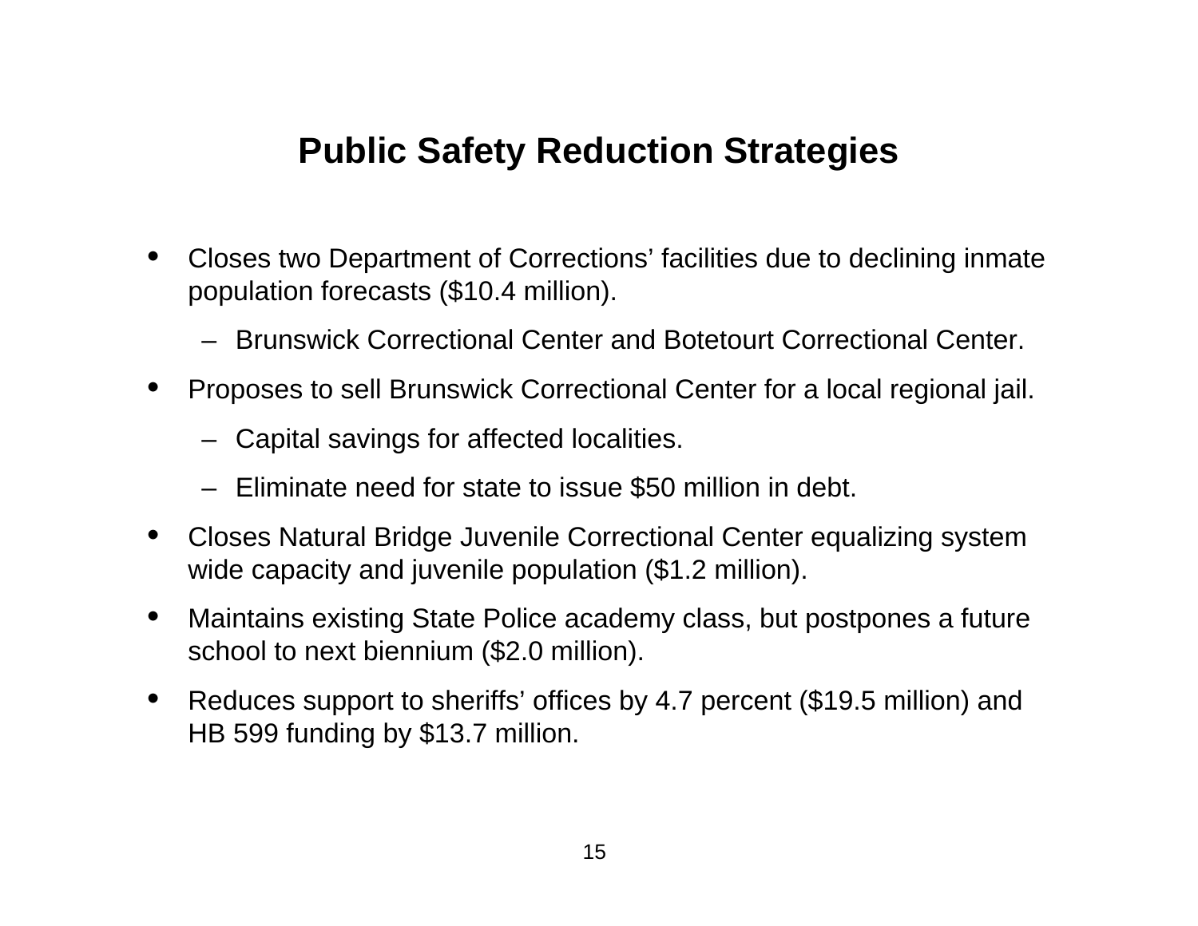# Public Safety Reduction Strategies

- Closes two Department of Corrections' facilities due to declining inmate population forecasts ($10.4 million).
  - Brunswick Correctional Center and Botetourt Correctional Center.
- Proposes to sell Brunswick Correctional Center for a local regional jail.
  - Capital savings for affected localities.
  - Eliminate need for state to issue $50 million in debt.
- Closes Natural Bridge Juvenile Correctional Center equalizing system wide capacity and juvenile population ($1.2 million).
- Maintains existing State Police academy class, but postpones a future school to next biennium ($2.0 million).
- Reduces support to sheriffs' offices by 4.7 percent ($19.5 million) and HB 599 funding by $13.7 million.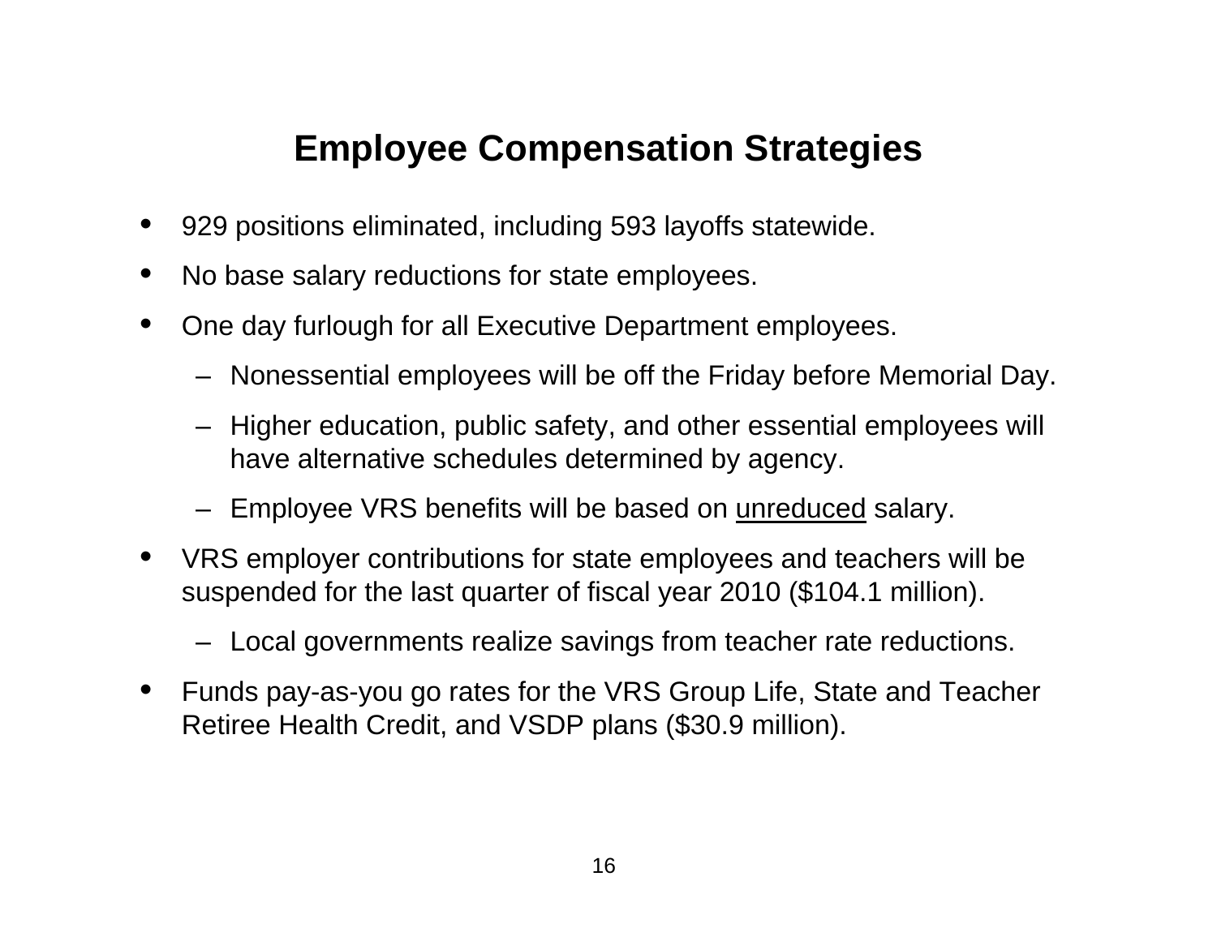# Employee Compensation Strategies

- 929 positions eliminated, including 593 layoffs statewide.
- No base salary reductions for state employees.
- One day furlough for all Executive Department employees.
  - Nonessential employees will be off the Friday before Memorial Day.
  - Higher education, public safety, and other essential employees will have alternative schedules determined by agency.
  - Employee VRS benefits will be based on <u>unreduced</u> salary.
- VRS employer contributions for state employees and teachers will be suspended for the last quarter of fiscal year 2010 ($104.1 million).
  - Local governments realize savings from teacher rate reductions.
- Funds pay-as-you go rates for the VRS Group Life, State and Teacher Retiree Health Credit, and VSDP plans ($30.9 million).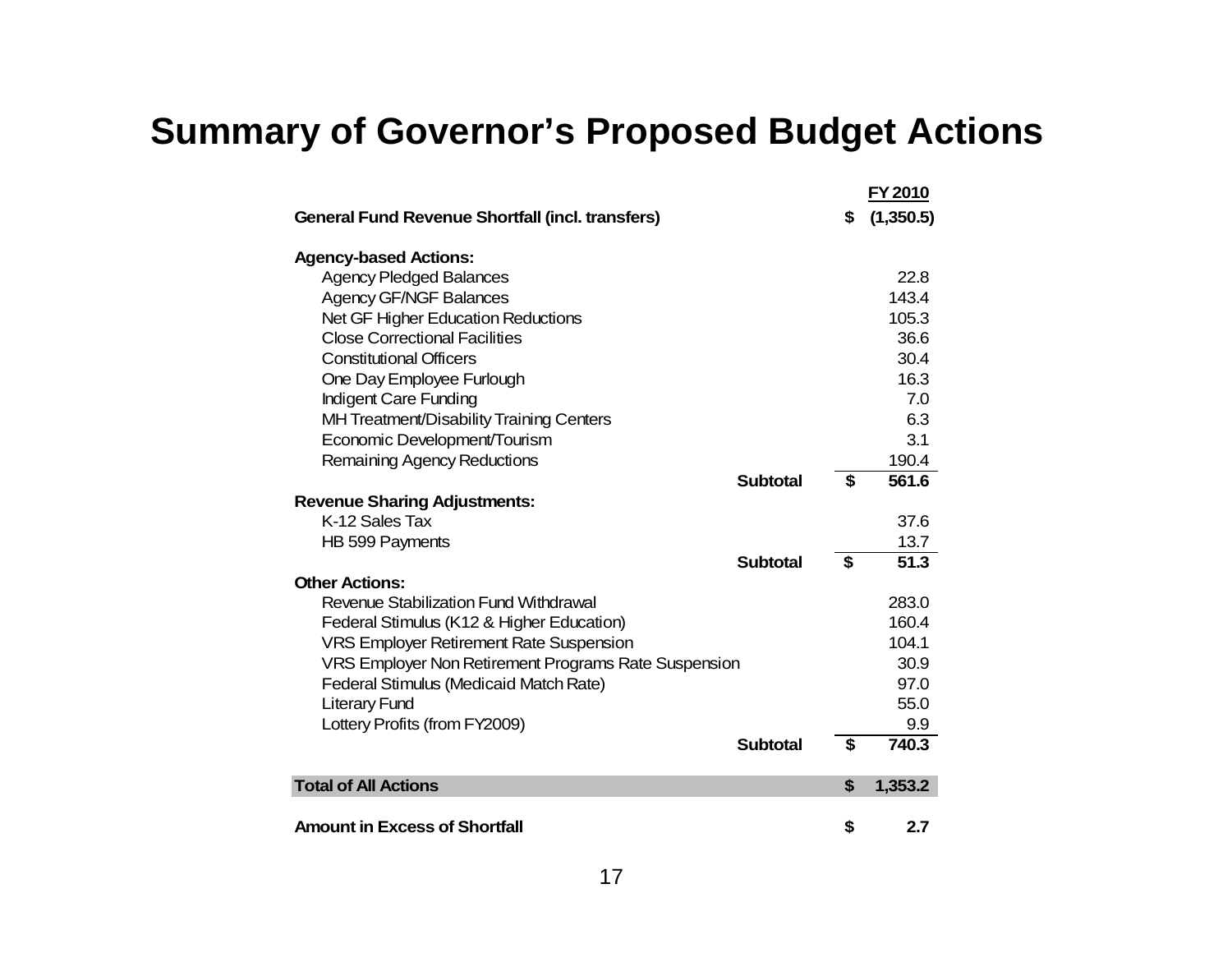# Summary of Governor's Proposed Budget Actions

| | FY 2010 |
|---|---|
| **General Fund Revenue Shortfall (incl. transfers)** | **$ (1,350.5)** |
| **Agency-based Actions:** | |
| Agency Pledged Balances | 22.8 |
| Agency GF/NGF Balances | 143.4 |
| Net GF Higher Education Reductions | 105.3 |
| Close Correctional Facilities | 36.6 |
| Constitutional Officers | 30.4 |
| One Day Employee Furlough | 16.3 |
| Indigent Care Funding | 7.0 |
| MH Treatment/Disability Training Centers | 6.3 |
| Economic Development/Tourism | 3.1 |
| Remaining Agency Reductions | 190.4 |
| **Subtotal** | **$ 561.6** |
| **Revenue Sharing Adjustments:** | |
| K-12 Sales Tax | 37.6 |
| HB 599 Payments | 13.7 |
| **Subtotal** | **$ 51.3** |
| **Other Actions:** | |
| Revenue Stabilization Fund Withdrawal | 283.0 |
| Federal Stimulus (K12 & Higher Education) | 160.4 |
| VRS Employer Retirement Rate Suspension | 104.1 |
| VRS Employer Non Retirement Programs Rate Suspension | 30.9 |
| Federal Stimulus (Medicaid Match Rate) | 97.0 |
| Literary Fund | 55.0 |
| Lottery Profits (from FY2009) | 9.9 |
| **Subtotal** | **$ 740.3** |
| **Total of All Actions** | **$ 1,353.2** |
| **Amount in Excess of Shortfall** | **$ 2.7** |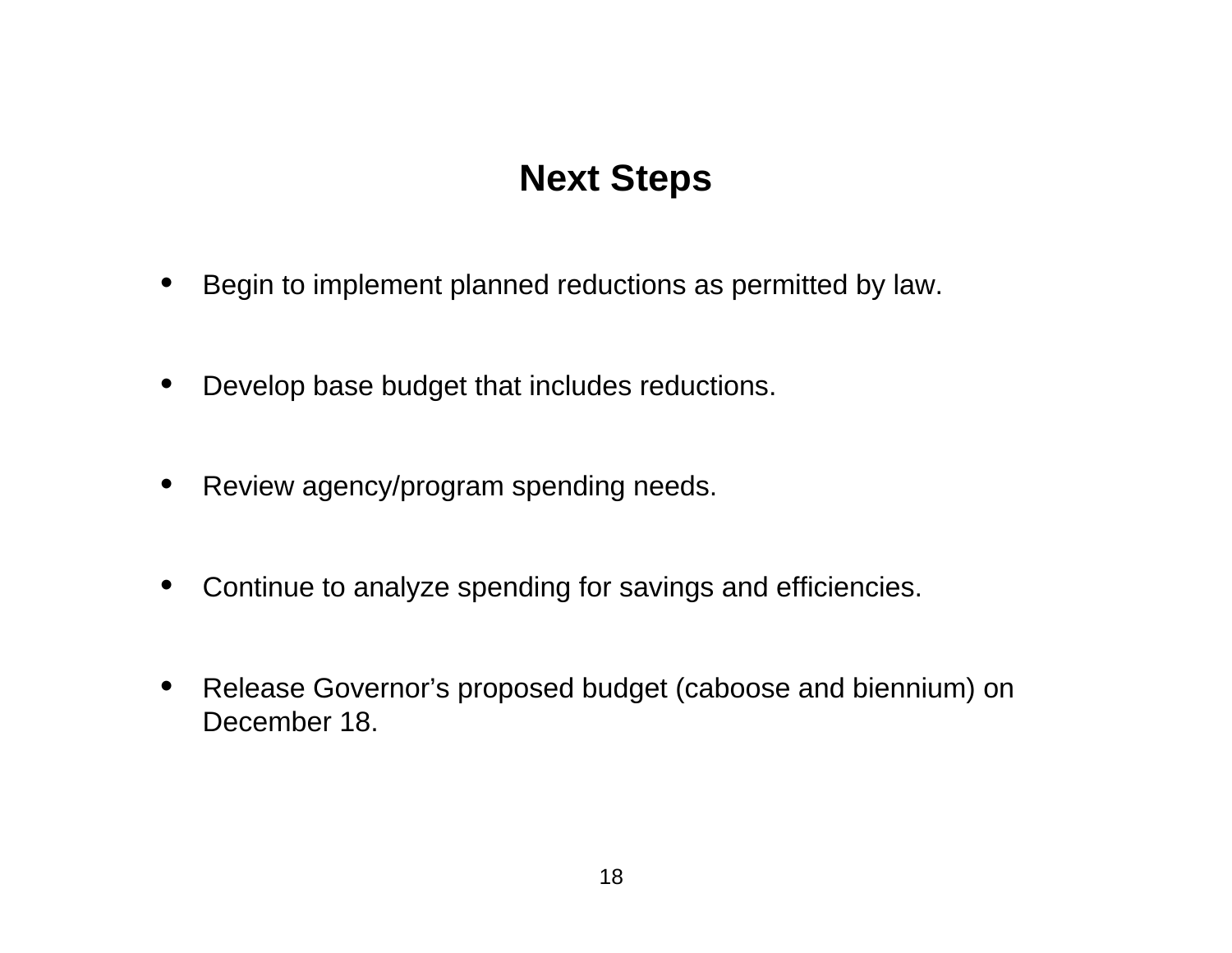# Next Steps

- Begin to implement planned reductions as permitted by law.
- Develop base budget that includes reductions.
- Review agency/program spending needs.
- Continue to analyze spending for savings and efficiencies.
- Release Governor’s proposed budget (caboose and biennium) on December 18.